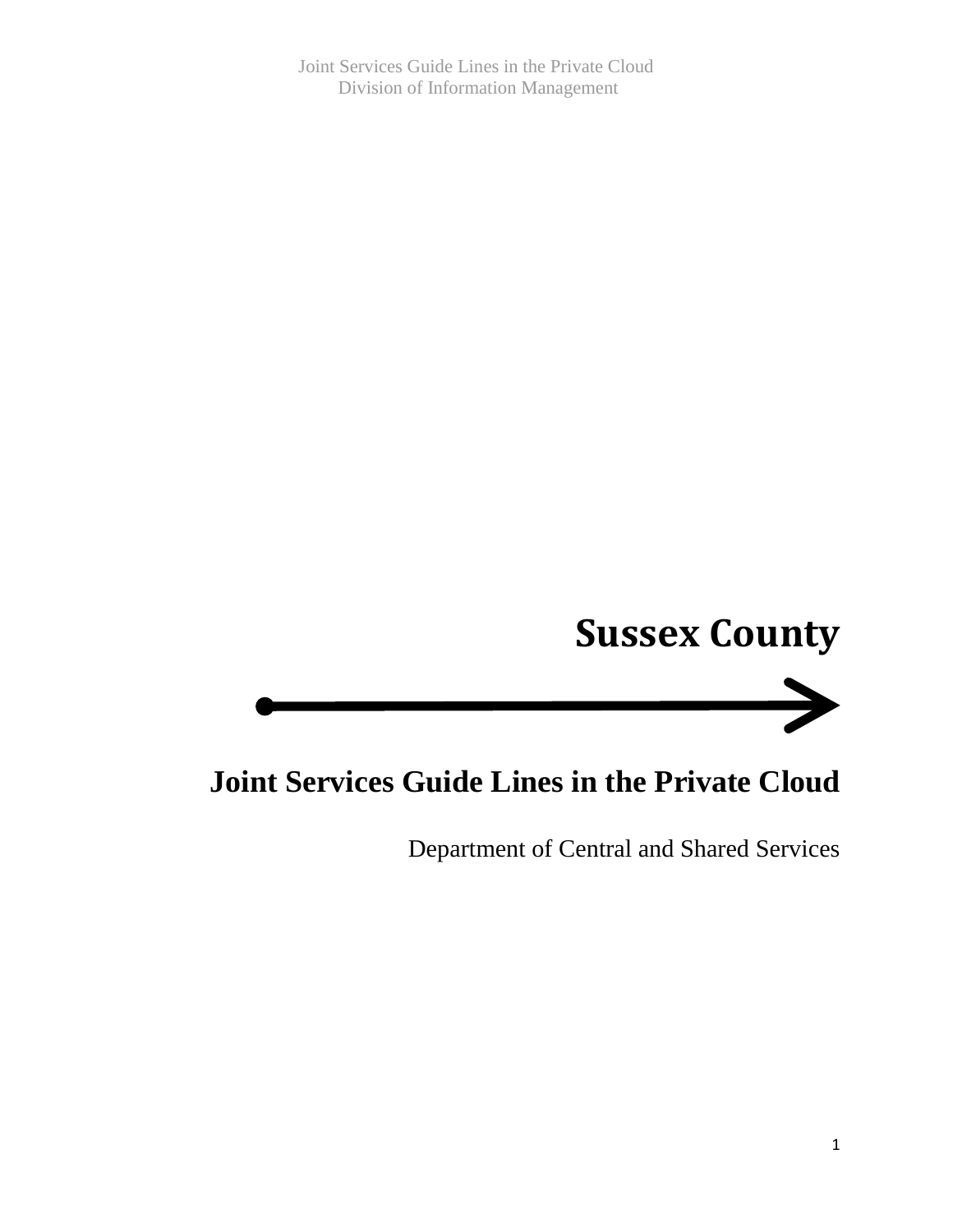# Sussex County

## Joint Services Guide Lines in the Private Cloud

Department of Central and Shared Services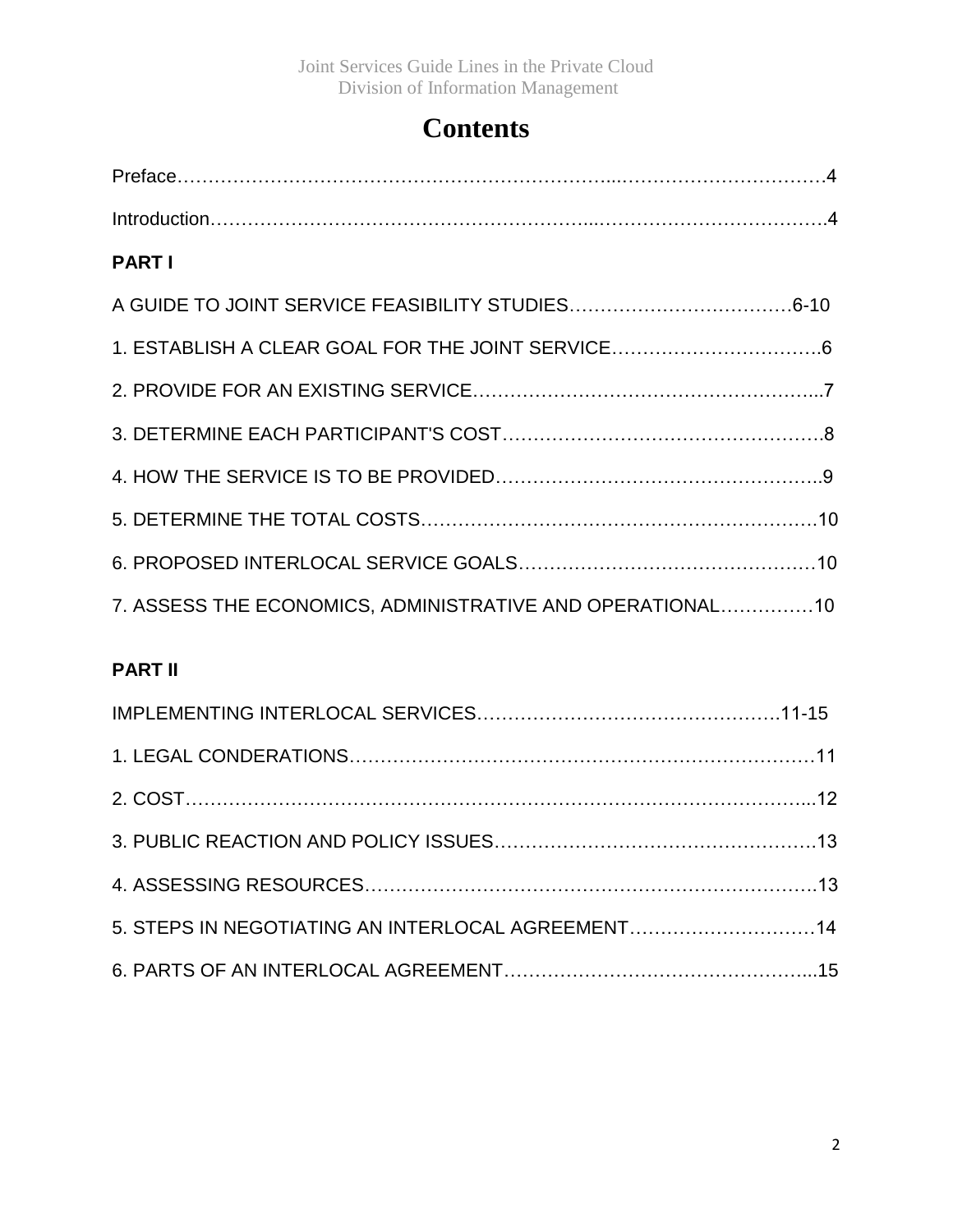# Contents

Preface……………………………………………………………...……………………………4

Introduction…………………………………………………...……………………………….4

**PART I**

A GUIDE TO JOINT SERVICE FEASIBILITY STUDIES………………………………6-10

1. ESTABLISH A CLEAR GOAL FOR THE JOINT SERVICE…………………………….6

2. PROVIDE FOR AN EXISTING SERVICE………………………………………………...7

3. DETERMINE EACH PARTICIPANT'S COST……………………………………………..8

4. HOW THE SERVICE IS TO BE PROVIDED……………………………………………..9

5. DETERMINE THE TOTAL COSTS………………………………………………………10

6. PROPOSED INTERLOCAL SERVICE GOALS…………………………………………10

7. ASSESS THE ECONOMICS, ADMINISTRATIVE AND OPERATIONAL……………10

**PART II**

IMPLEMENTING INTERLOCAL SERVICES………………………………………….11-15

1. LEGAL CONDERATIONS…………………………………………………………………11

2. COST……………………………………………………………………………………...12

3. PUBLIC REACTION AND POLICY ISSUES…………………………………………….13

4. ASSESSING RESOURCES……………………………………………………………….13

5. STEPS IN NEGOTIATING AN INTERLOCAL AGREEMENT…………………………14

6. PARTS OF AN INTERLOCAL AGREEMENT……………………………………………...15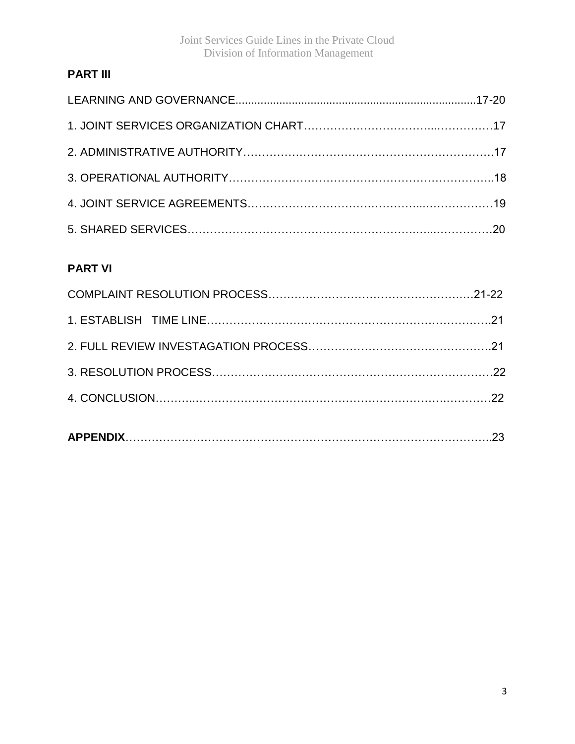**PART III**

LEARNING AND GOVERNANCE..........................................................................17-20

1. JOINT SERVICES ORGANIZATION CHART……………………………...……………17

2. ADMINISTRATIVE AUTHORITY……………………………………………………….17

3. OPERATIONAL AUTHORITY……………………………………………………...18

4. JOINT SERVICE AGREEMENTS…………………………………...………………19

5. SHARED SERVICES……………………………………………………...……………20

**PART VI**

COMPLAINT RESOLUTION PROCESS……………………………………………..21-22

1. ESTABLISH TIME LINE………………………………………………………………….21

2. FULL REVIEW INVESTAGATION PROCESS……………………………………….21

3. RESOLUTION PROCESS…………………………………………………………22

4. CONCLUSION……………………………………………………………………22

**APPENDIX**……………………………………………………………………………..23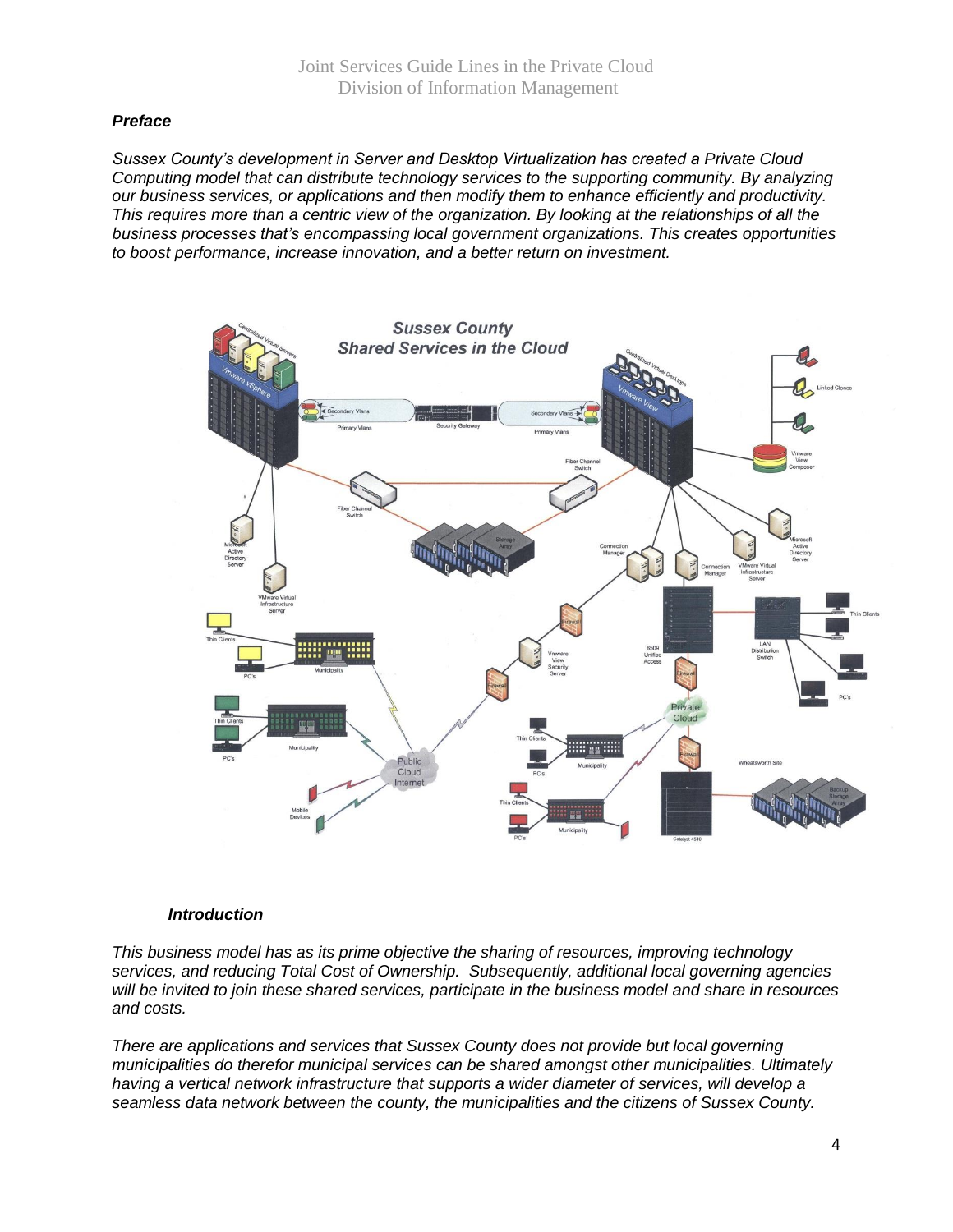### *Preface*

*Sussex County's development in Server and Desktop Virtualization has created a Private Cloud Computing model that can distribute technology services to the supporting community. By analyzing our business services, or applications and then modify them to enhance efficiently and productivity. This requires more than a centric view of the organization. By looking at the relationships of all the business processes that's encompassing local government organizations. This creates opportunities to boost performance, increase innovation, and a better return on investment.*

### *Introduction*

*This business model has as its prime objective the sharing of resources, improving technology services, and reducing Total Cost of Ownership. Subsequently, additional local governing agencies will be invited to join these shared services, participate in the business model and share in resources and costs.*

*There are applications and services that Sussex County does not provide but local governing municipalities do therefor municipal services can be shared amongst other municipalities. Ultimately having a vertical network infrastructure that supports a wider diameter of services, will develop a seamless data network between the county, the municipalities and the citizens of Sussex County.*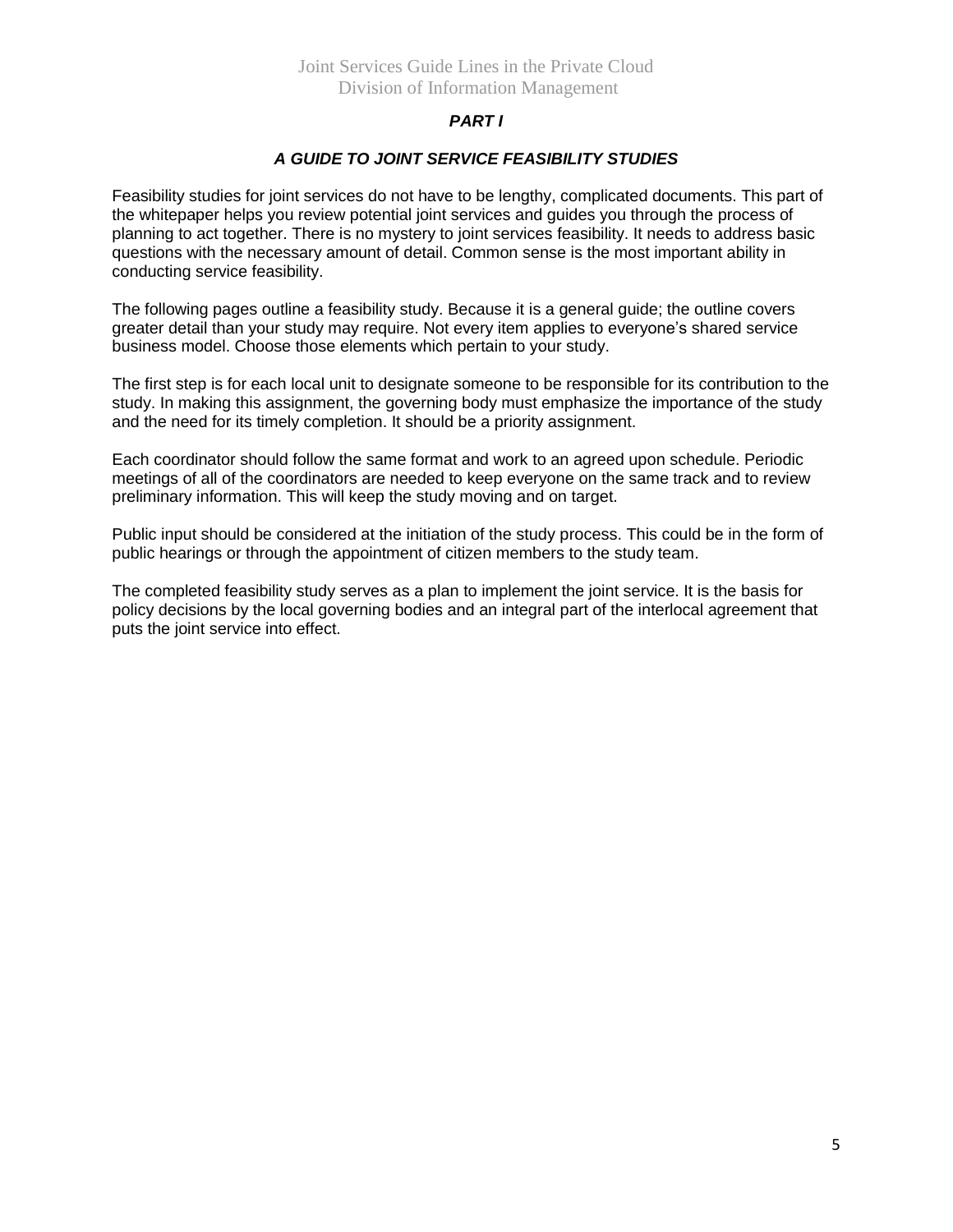## *PART I*

### *A GUIDE TO JOINT SERVICE FEASIBILITY STUDIES*

Feasibility studies for joint services do not have to be lengthy, complicated documents. This part of the whitepaper helps you review potential joint services and guides you through the process of planning to act together. There is no mystery to joint services feasibility. It needs to address basic questions with the necessary amount of detail. Common sense is the most important ability in conducting service feasibility.

The following pages outline a feasibility study. Because it is a general guide; the outline covers greater detail than your study may require. Not every item applies to everyone's shared service business model. Choose those elements which pertain to your study.

The first step is for each local unit to designate someone to be responsible for its contribution to the study. In making this assignment, the governing body must emphasize the importance of the study and the need for its timely completion. It should be a priority assignment.

Each coordinator should follow the same format and work to an agreed upon schedule. Periodic meetings of all of the coordinators are needed to keep everyone on the same track and to review preliminary information. This will keep the study moving and on target.

Public input should be considered at the initiation of the study process. This could be in the form of public hearings or through the appointment of citizen members to the study team.

The completed feasibility study serves as a plan to implement the joint service. It is the basis for policy decisions by the local governing bodies and an integral part of the interlocal agreement that puts the joint service into effect.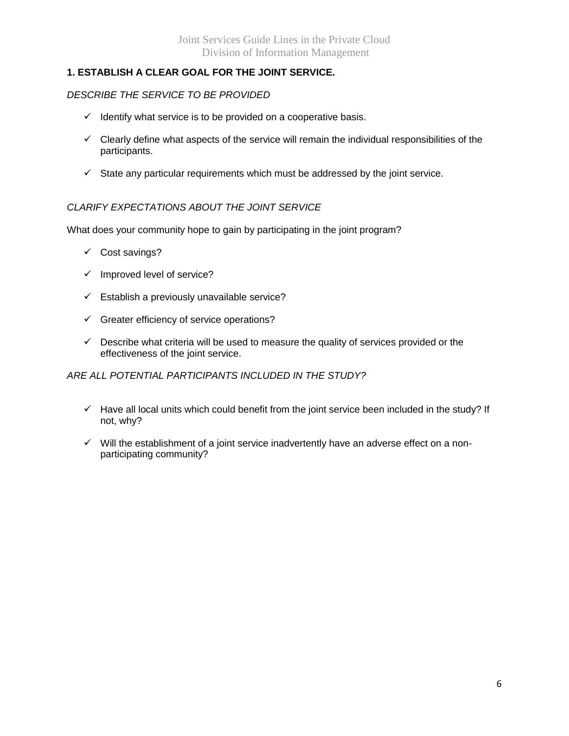## 1. ESTABLISH A CLEAR GOAL FOR THE JOINT SERVICE.

*DESCRIBE THE SERVICE TO BE PROVIDED*

- ✓ Identify what service is to be provided on a cooperative basis.
- ✓ Clearly define what aspects of the service will remain the individual responsibilities of the participants.
- ✓ State any particular requirements which must be addressed by the joint service.

*CLARIFY EXPECTATIONS ABOUT THE JOINT SERVICE*

What does your community hope to gain by participating in the joint program?

- ✓ Cost savings?
- ✓ Improved level of service?
- ✓ Establish a previously unavailable service?
- ✓ Greater efficiency of service operations?
- ✓ Describe what criteria will be used to measure the quality of services provided or the effectiveness of the joint service.

*ARE ALL POTENTIAL PARTICIPANTS INCLUDED IN THE STUDY?*

- ✓ Have all local units which could benefit from the joint service been included in the study? If not, why?
- ✓ Will the establishment of a joint service inadvertently have an adverse effect on a non-participating community?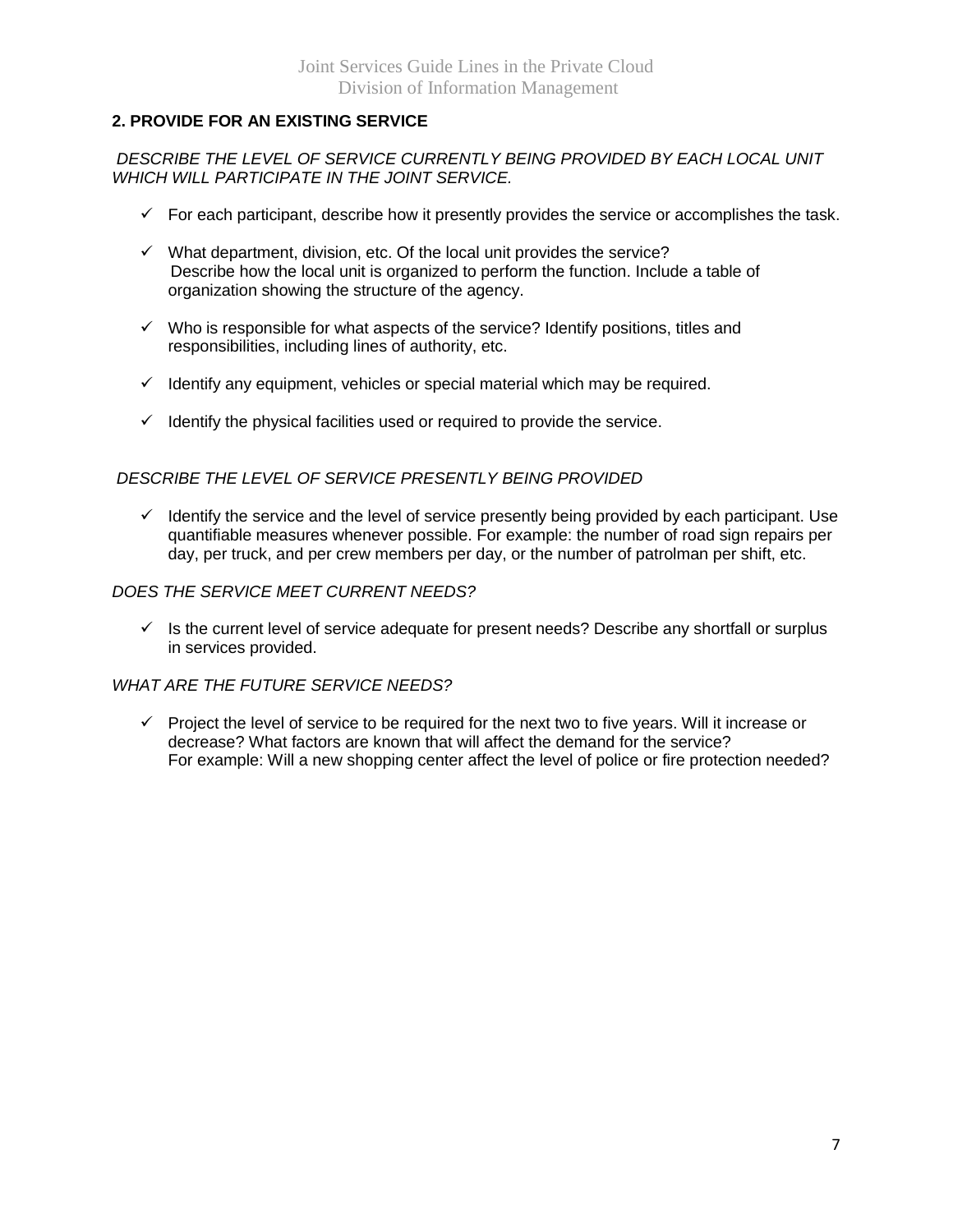## 2. PROVIDE FOR AN EXISTING SERVICE

*DESCRIBE THE LEVEL OF SERVICE CURRENTLY BEING PROVIDED BY EACH LOCAL UNIT WHICH WILL PARTICIPATE IN THE JOINT SERVICE.*

- ✓ For each participant, describe how it presently provides the service or accomplishes the task.
- ✓ What department, division, etc. Of the local unit provides the service? Describe how the local unit is organized to perform the function. Include a table of organization showing the structure of the agency.
- ✓ Who is responsible for what aspects of the service? Identify positions, titles and responsibilities, including lines of authority, etc.
- ✓ Identify any equipment, vehicles or special material which may be required.
- ✓ Identify the physical facilities used or required to provide the service.

*DESCRIBE THE LEVEL OF SERVICE PRESENTLY BEING PROVIDED*

- ✓ Identify the service and the level of service presently being provided by each participant. Use quantifiable measures whenever possible. For example: the number of road sign repairs per day, per truck, and per crew members per day, or the number of patrolman per shift, etc.

*DOES THE SERVICE MEET CURRENT NEEDS?*

- ✓ Is the current level of service adequate for present needs? Describe any shortfall or surplus in services provided.

*WHAT ARE THE FUTURE SERVICE NEEDS?*

- ✓ Project the level of service to be required for the next two to five years. Will it increase or decrease? What factors are known that will affect the demand for the service? For example: Will a new shopping center affect the level of police or fire protection needed?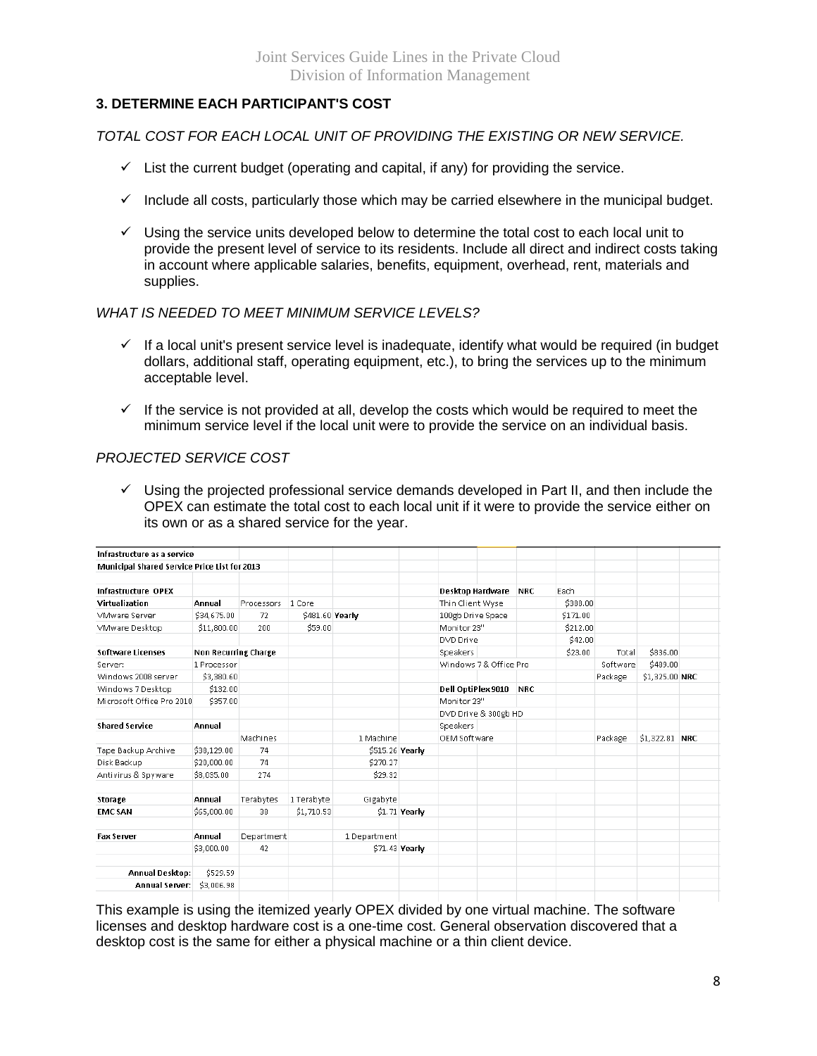### 3. DETERMINE EACH PARTICIPANT'S COST

*TOTAL COST FOR EACH LOCAL UNIT OF PROVIDING THE EXISTING OR NEW SERVICE.*

- ✓ List the current budget (operating and capital, if any) for providing the service.
- ✓ Include all costs, particularly those which may be carried elsewhere in the municipal budget.
- ✓ Using the service units developed below to determine the total cost to each local unit to provide the present level of service to its residents. Include all direct and indirect costs taking in account where applicable salaries, benefits, equipment, overhead, rent, materials and supplies.

*WHAT IS NEEDED TO MEET MINIMUM SERVICE LEVELS?*

- ✓ If a local unit's present service level is inadequate, identify what would be required (in budget dollars, additional staff, operating equipment, etc.), to bring the services up to the minimum acceptable level.
- ✓ If the service is not provided at all, develop the costs which would be required to meet the minimum service level if the local unit were to provide the service on an individual basis.

*PROJECTED SERVICE COST*

- ✓ Using the projected professional service demands developed in Part II, and then include the OPEX can estimate the total cost to each local unit if it were to provide the service either on its own or as a shared service for the year.

| **Infrastructure as a service** | | | | | | | | | | | | |
|---|---|---|---|---|---|---|---|---|---|---|---|---|
| **Municipal Shared Service Price List for 2013** | | | | | | | | | | | | |
| | | | | | | | | | | | | |
| **Infrastructure OPEX** | | | | | | **Desktop Hardware** | **NRC** | Each | | | | |
| **Virtualization** | **Annual** | Processors | 1 Core | | | Thin Client Wyse | | $388.00 | | | | |
| VMware Server | $34,675.00 | 72 | $481.60 | **Yearly** | | 100gb Drive Space | | $171.00 | | | | |
| VMware Desktop | $11,800.00 | 200 | $59.00 | | | Monitor 23" | | $212.00 | | | | |
| | | | | | | DVD Drive | | $42.00 | | | | |
| **Software Licenses** | **Non Recurring Charge** | | | | | Speakers | | $23.00 | Total | $836.00 | | |
| Server: | 1 Processor | | | | | Windows 7 & Office Pro | | | Software | $489.00 | | |
| Windows 2008 server | $3,380.60 | | | | | | | | Package | $1,325.00 | **NRC** | |
| Windows 7 Desktop | $132.00 | | | | | **Dell OptiPlex 9010** | **NRC** | | | | | |
| Microsoft Office Pro 2010 | $357.00 | | | | | Monitor 23" | | | | | | |
| | | | | | | DVD Drive & 300gb HD | | | | | | |
| **Shared Service** | **Annual** | | | | | Speakers | | | | | | |
| | | Machines | | 1 Machine | | OEM Software | | | Package | $1,322.81 | **NRC** | |
| Tape Backup Archive | $38,129.00 | 74 | | $515.26 | **Yearly** | | | | | | | |
| Disk Backup | $20,000.00 | 74 | | $270.27 | | | | | | | | |
| Antivirus & Spyware | $8,035.00 | 274 | | $29.32 | | | | | | | | |
| | | | | | | | | | | | | |
| **Storage** | **Annual** | Terabytes | 1 Terabyte | Gigabyte | | | | | | | | |
| **EMC SAN** | $65,000.00 | 38 | $1,710.53 | $1.71 | **Yearly** | | | | | | | |
| | | | | | | | | | | | | |
| **Fax Server** | **Annual** | Department | | 1 Department | | | | | | | | |
| | $3,000.00 | 42 | | $71.43 | **Yearly** | | | | | | | |
| | | | | | | | | | | | | |
| **Annual Desktop:** | $529.59 | | | | | | | | | | | |
| **Annual Server:** | $3,006.98 | | | | | | | | | | | |

This example is using the itemized yearly OPEX divided by one virtual machine. The software licenses and desktop hardware cost is a one-time cost. General observation discovered that a desktop cost is the same for either a physical machine or a thin client device.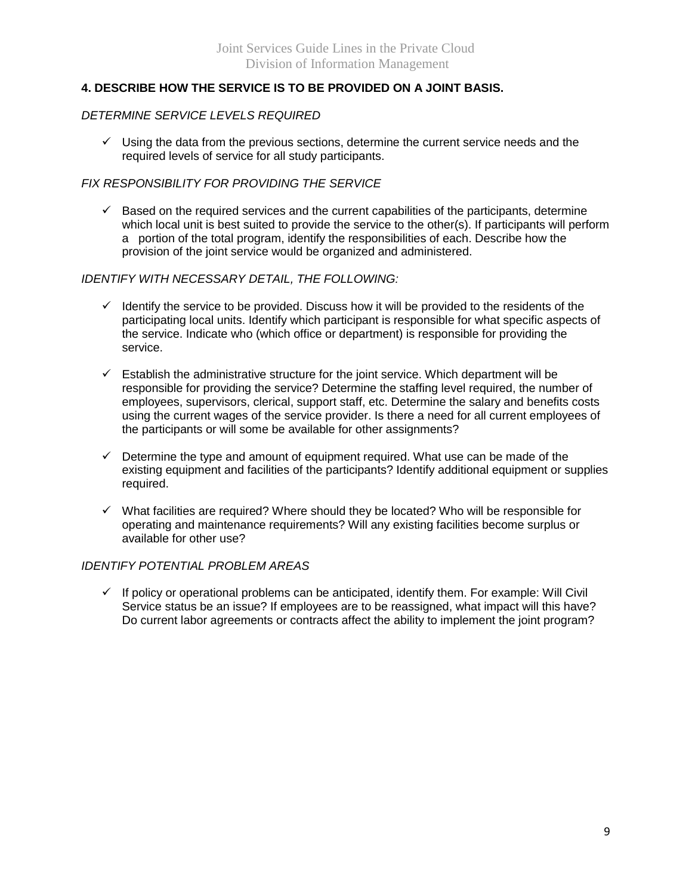## 4. DESCRIBE HOW THE SERVICE IS TO BE PROVIDED ON A JOINT BASIS.

*DETERMINE SERVICE LEVELS REQUIRED*

- ✓ Using the data from the previous sections, determine the current service needs and the required levels of service for all study participants.

*FIX RESPONSIBILITY FOR PROVIDING THE SERVICE*

- ✓ Based on the required services and the current capabilities of the participants, determine which local unit is best suited to provide the service to the other(s). If participants will perform a portion of the total program, identify the responsibilities of each. Describe how the provision of the joint service would be organized and administered.

*IDENTIFY WITH NECESSARY DETAIL, THE FOLLOWING:*

- ✓ Identify the service to be provided. Discuss how it will be provided to the residents of the participating local units. Identify which participant is responsible for what specific aspects of the service. Indicate who (which office or department) is responsible for providing the service.

- ✓ Establish the administrative structure for the joint service. Which department will be responsible for providing the service? Determine the staffing level required, the number of employees, supervisors, clerical, support staff, etc. Determine the salary and benefits costs using the current wages of the service provider. Is there a need for all current employees of the participants or will some be available for other assignments?

- ✓ Determine the type and amount of equipment required. What use can be made of the existing equipment and facilities of the participants? Identify additional equipment or supplies required.

- ✓ What facilities are required? Where should they be located? Who will be responsible for operating and maintenance requirements? Will any existing facilities become surplus or available for other use?

*IDENTIFY POTENTIAL PROBLEM AREAS*

- ✓ If policy or operational problems can be anticipated, identify them. For example: Will Civil Service status be an issue? If employees are to be reassigned, what impact will this have? Do current labor agreements or contracts affect the ability to implement the joint program?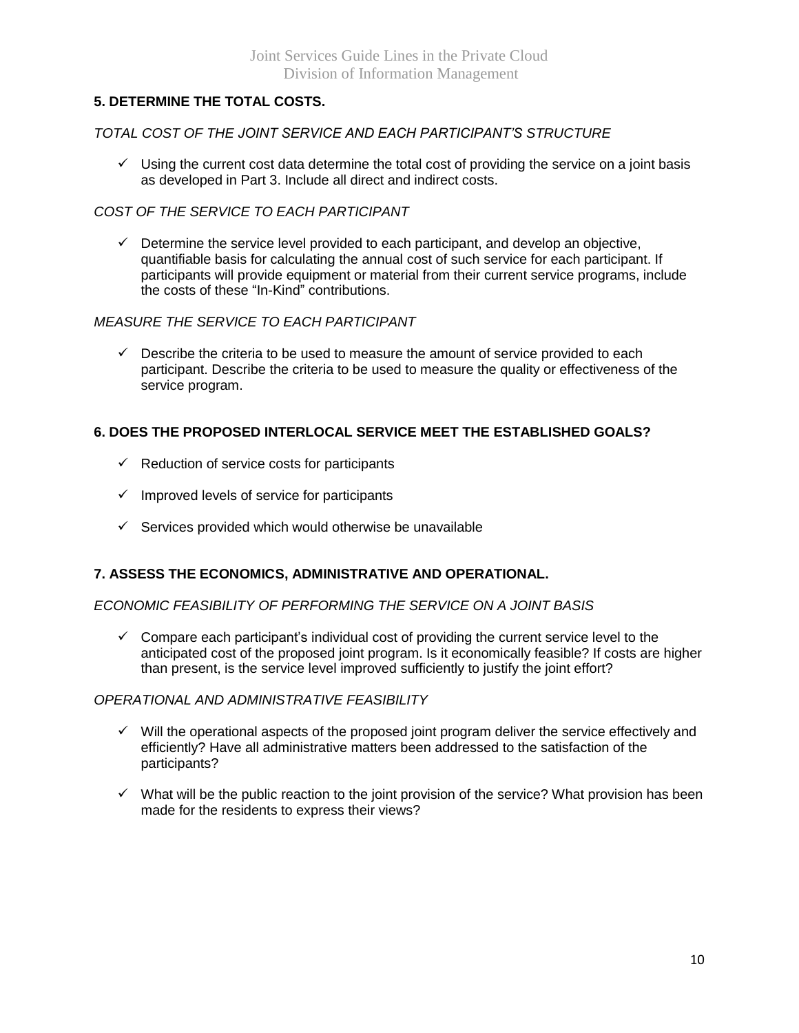### 5. DETERMINE THE TOTAL COSTS.

*TOTAL COST OF THE JOINT SERVICE AND EACH PARTICIPANT'S STRUCTURE*

- ✓ Using the current cost data determine the total cost of providing the service on a joint basis as developed in Part 3. Include all direct and indirect costs.

*COST OF THE SERVICE TO EACH PARTICIPANT*

- ✓ Determine the service level provided to each participant, and develop an objective, quantifiable basis for calculating the annual cost of such service for each participant. If participants will provide equipment or material from their current service programs, include the costs of these "In-Kind" contributions.

*MEASURE THE SERVICE TO EACH PARTICIPANT*

- ✓ Describe the criteria to be used to measure the amount of service provided to each participant. Describe the criteria to be used to measure the quality or effectiveness of the service program.

### 6. DOES THE PROPOSED INTERLOCAL SERVICE MEET THE ESTABLISHED GOALS?

- ✓ Reduction of service costs for participants
- ✓ Improved levels of service for participants
- ✓ Services provided which would otherwise be unavailable

### 7. ASSESS THE ECONOMICS, ADMINISTRATIVE AND OPERATIONAL.

*ECONOMIC FEASIBILITY OF PERFORMING THE SERVICE ON A JOINT BASIS*

- ✓ Compare each participant's individual cost of providing the current service level to the anticipated cost of the proposed joint program. Is it economically feasible? If costs are higher than present, is the service level improved sufficiently to justify the joint effort?

*OPERATIONAL AND ADMINISTRATIVE FEASIBILITY*

- ✓ Will the operational aspects of the proposed joint program deliver the service effectively and efficiently? Have all administrative matters been addressed to the satisfaction of the participants?
- ✓ What will be the public reaction to the joint provision of the service? What provision has been made for the residents to express their views?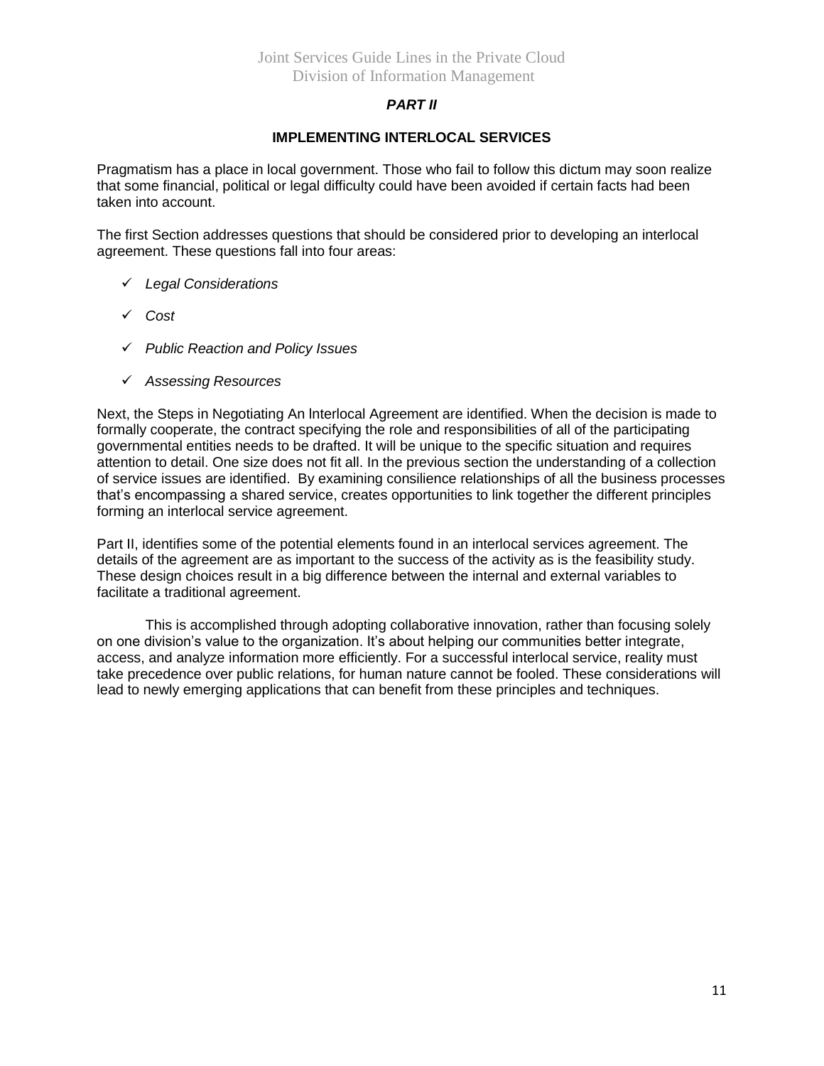## *PART II*

### IMPLEMENTING INTERLOCAL SERVICES

Pragmatism has a place in local government. Those who fail to follow this dictum may soon realize that some financial, political or legal difficulty could have been avoided if certain facts had been taken into account.

The first Section addresses questions that should be considered prior to developing an interlocal agreement. These questions fall into four areas:

- ✓ *Legal Considerations*
- ✓ *Cost*
- ✓ *Public Reaction and Policy Issues*
- ✓ *Assessing Resources*

Next, the Steps in Negotiating An lnterlocal Agreement are identified. When the decision is made to formally cooperate, the contract specifying the role and responsibilities of all of the participating governmental entities needs to be drafted. It will be unique to the specific situation and requires attention to detail. One size does not fit all. In the previous section the understanding of a collection of service issues are identified. By examining consilience relationships of all the business processes that's encompassing a shared service, creates opportunities to link together the different principles forming an interlocal service agreement.

Part II, identifies some of the potential elements found in an interlocal services agreement. The details of the agreement are as important to the success of the activity as is the feasibility study. These design choices result in a big difference between the internal and external variables to facilitate a traditional agreement.

This is accomplished through adopting collaborative innovation, rather than focusing solely on one division's value to the organization. It's about helping our communities better integrate, access, and analyze information more efficiently. For a successful interlocal service, reality must take precedence over public relations, for human nature cannot be fooled. These considerations will lead to newly emerging applications that can benefit from these principles and techniques.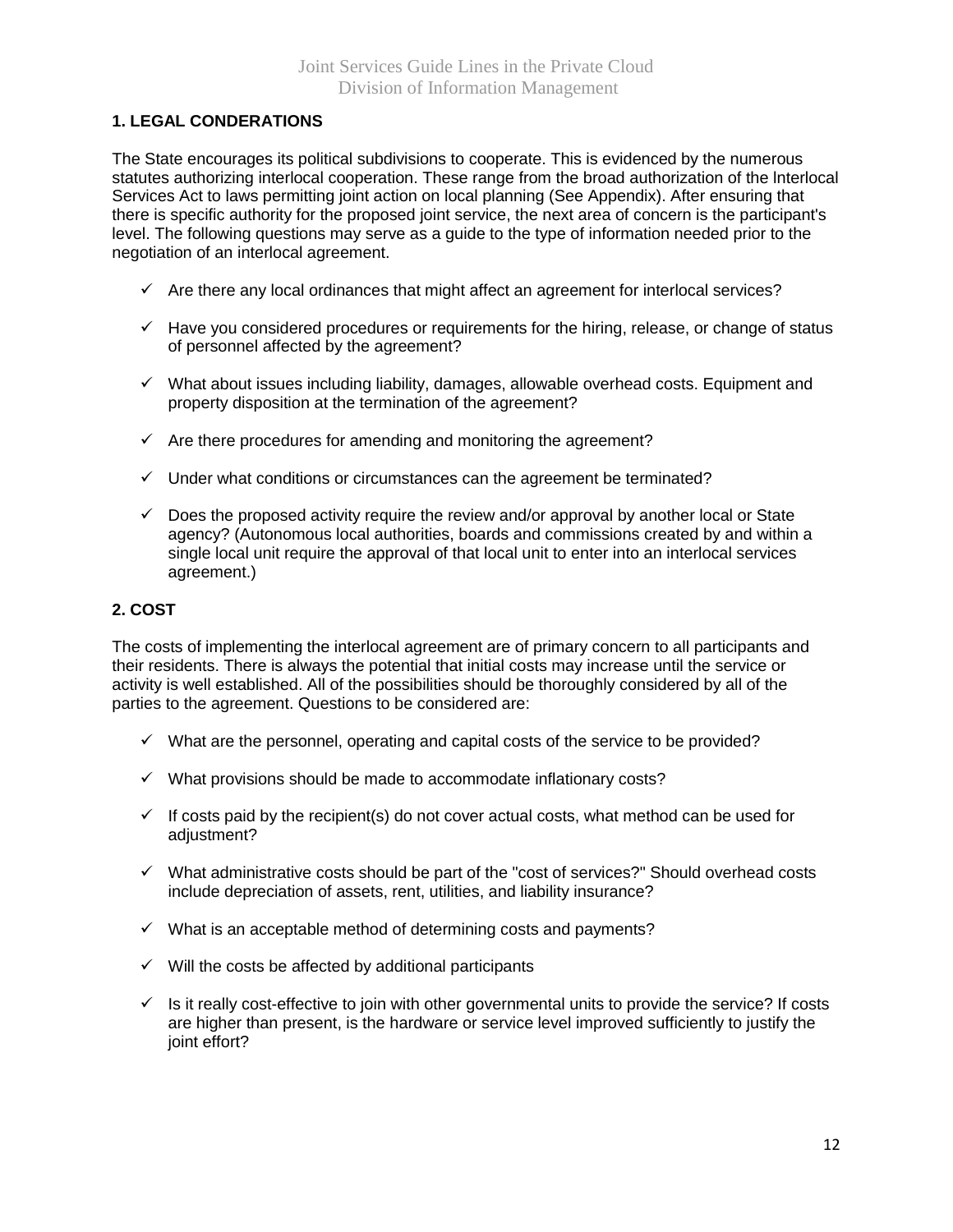## 1. LEGAL CONDERATIONS

The State encourages its political subdivisions to cooperate. This is evidenced by the numerous statutes authorizing interlocal cooperation. These range from the broad authorization of the Interlocal Services Act to laws permitting joint action on local planning (See Appendix). After ensuring that there is specific authority for the proposed joint service, the next area of concern is the participant's level. The following questions may serve as a guide to the type of information needed prior to the negotiation of an interlocal agreement.

- ✓ Are there any local ordinances that might affect an agreement for interlocal services?
- ✓ Have you considered procedures or requirements for the hiring, release, or change of status of personnel affected by the agreement?
- ✓ What about issues including liability, damages, allowable overhead costs. Equipment and property disposition at the termination of the agreement?
- ✓ Are there procedures for amending and monitoring the agreement?
- ✓ Under what conditions or circumstances can the agreement be terminated?
- ✓ Does the proposed activity require the review and/or approval by another local or State agency? (Autonomous local authorities, boards and commissions created by and within a single local unit require the approval of that local unit to enter into an interlocal services agreement.)

## 2. COST

The costs of implementing the interlocal agreement are of primary concern to all participants and their residents. There is always the potential that initial costs may increase until the service or activity is well established. All of the possibilities should be thoroughly considered by all of the parties to the agreement. Questions to be considered are:

- ✓ What are the personnel, operating and capital costs of the service to be provided?
- ✓ What provisions should be made to accommodate inflationary costs?
- ✓ If costs paid by the recipient(s) do not cover actual costs, what method can be used for adjustment?
- ✓ What administrative costs should be part of the "cost of services?" Should overhead costs include depreciation of assets, rent, utilities, and liability insurance?
- ✓ What is an acceptable method of determining costs and payments?
- ✓ Will the costs be affected by additional participants
- ✓ Is it really cost-effective to join with other governmental units to provide the service? If costs are higher than present, is the hardware or service level improved sufficiently to justify the joint effort?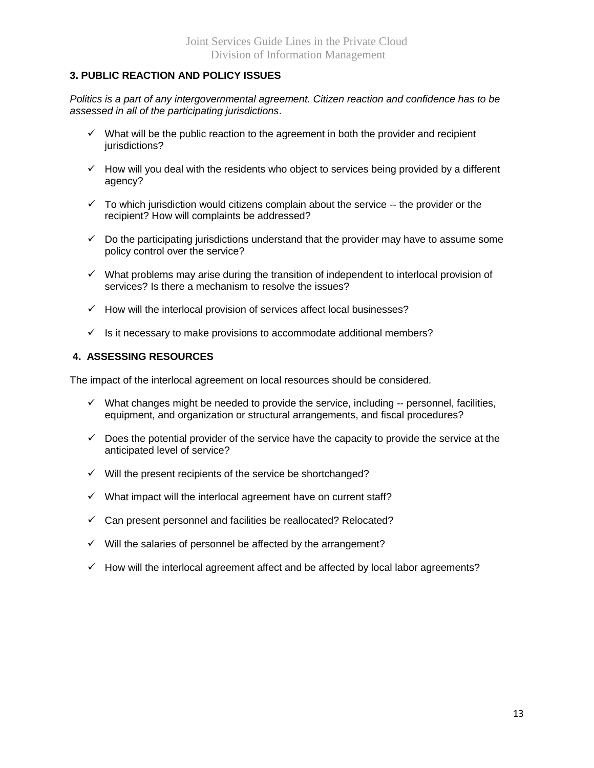## 3. PUBLIC REACTION AND POLICY ISSUES

*Politics is a part of any intergovernmental agreement. Citizen reaction and confidence has to be assessed in all of the participating jurisdictions*.

- ✓ What will be the public reaction to the agreement in both the provider and recipient jurisdictions?
- ✓ How will you deal with the residents who object to services being provided by a different agency?
- ✓ To which jurisdiction would citizens complain about the service -- the provider or the recipient? How will complaints be addressed?
- ✓ Do the participating jurisdictions understand that the provider may have to assume some policy control over the service?
- ✓ What problems may arise during the transition of independent to interlocal provision of services? Is there a mechanism to resolve the issues?
- ✓ How will the interlocal provision of services affect local businesses?
- ✓ Is it necessary to make provisions to accommodate additional members?

## 4. ASSESSING RESOURCES

The impact of the interlocal agreement on local resources should be considered.

- ✓ What changes might be needed to provide the service, including -- personnel, facilities, equipment, and organization or structural arrangements, and fiscal procedures?
- ✓ Does the potential provider of the service have the capacity to provide the service at the anticipated level of service?
- ✓ Will the present recipients of the service be shortchanged?
- ✓ What impact will the interlocal agreement have on current staff?
- ✓ Can present personnel and facilities be reallocated? Relocated?
- ✓ Will the salaries of personnel be affected by the arrangement?
- ✓ How will the interlocal agreement affect and be affected by local labor agreements?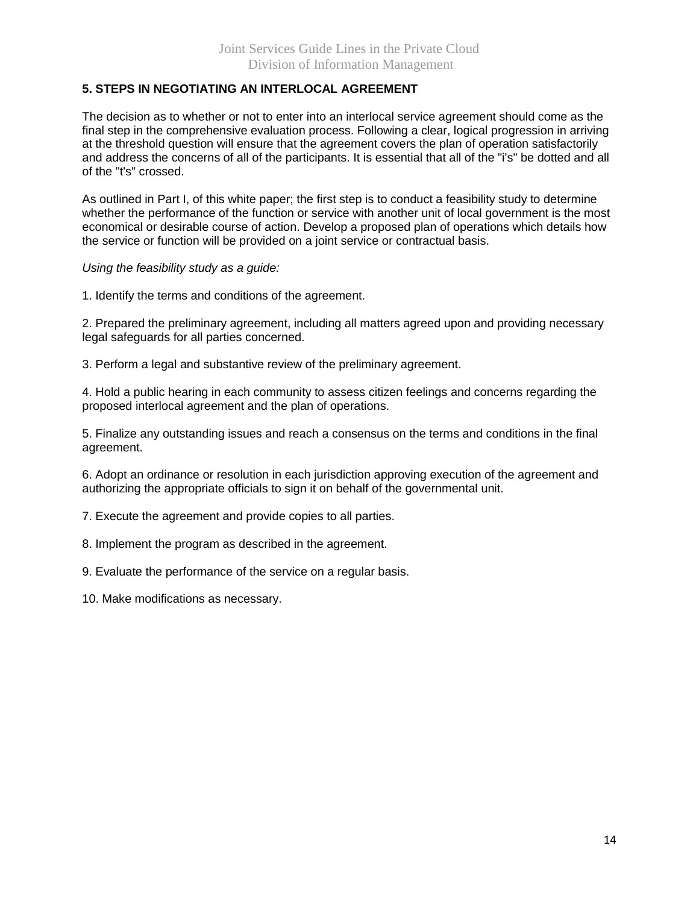## 5. STEPS IN NEGOTIATING AN INTERLOCAL AGREEMENT

The decision as to whether or not to enter into an interlocal service agreement should come as the final step in the comprehensive evaluation process. Following a clear, logical progression in arriving at the threshold question will ensure that the agreement covers the plan of operation satisfactorily and address the concerns of all of the participants. It is essential that all of the "i's" be dotted and all of the "t's" crossed.

As outlined in Part I, of this white paper; the first step is to conduct a feasibility study to determine whether the performance of the function or service with another unit of local government is the most economical or desirable course of action. Develop a proposed plan of operations which details how the service or function will be provided on a joint service or contractual basis.

*Using the feasibility study as a guide:*

1. Identify the terms and conditions of the agreement.

2. Prepared the preliminary agreement, including all matters agreed upon and providing necessary legal safeguards for all parties concerned.

3. Perform a legal and substantive review of the preliminary agreement.

4. Hold a public hearing in each community to assess citizen feelings and concerns regarding the proposed interlocal agreement and the plan of operations.

5. Finalize any outstanding issues and reach a consensus on the terms and conditions in the final agreement.

6. Adopt an ordinance or resolution in each jurisdiction approving execution of the agreement and authorizing the appropriate officials to sign it on behalf of the governmental unit.

7. Execute the agreement and provide copies to all parties.

8. Implement the program as described in the agreement.

9. Evaluate the performance of the service on a regular basis.

10. Make modifications as necessary.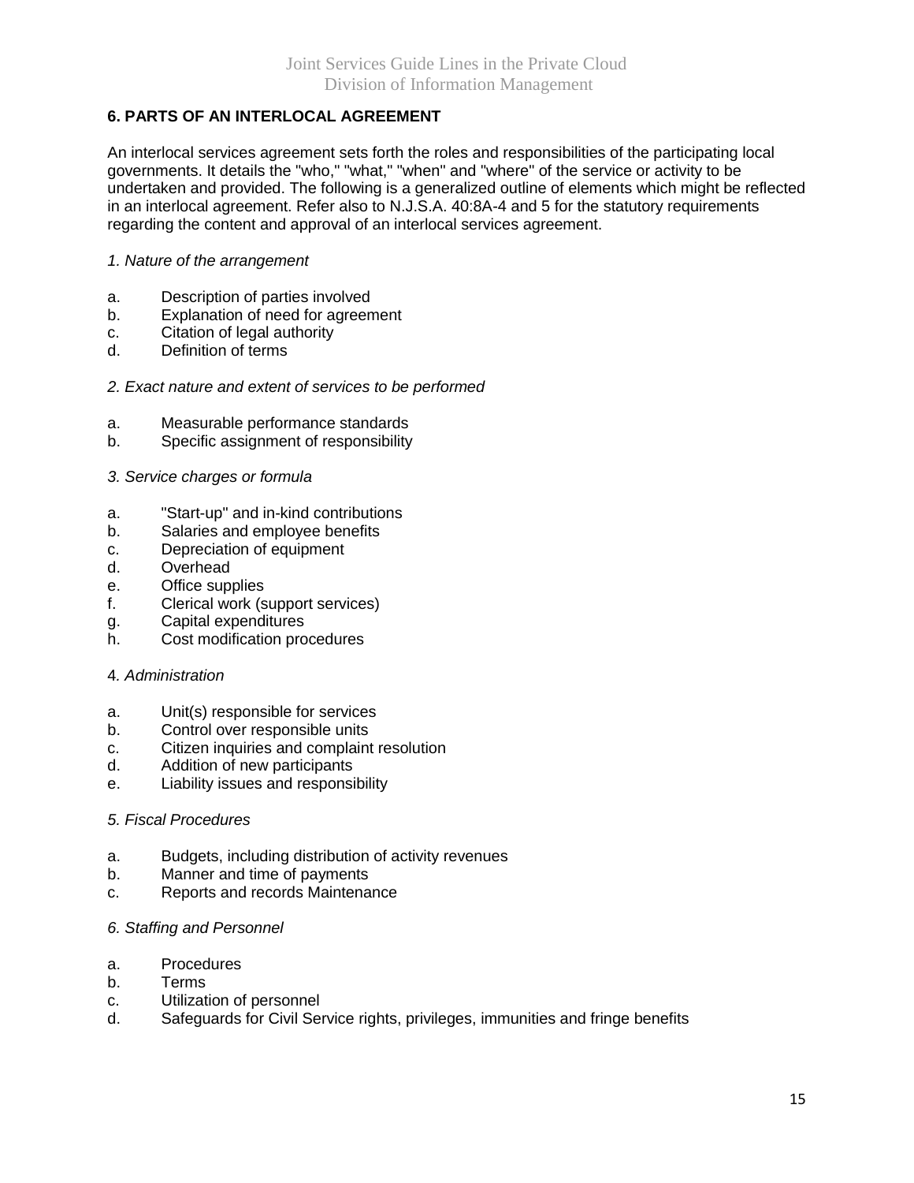## 6. PARTS OF AN INTERLOCAL AGREEMENT

An interlocal services agreement sets forth the roles and responsibilities of the participating local governments. It details the "who," "what," "when" and "where" of the service or activity to be undertaken and provided. The following is a generalized outline of elements which might be reflected in an interlocal agreement. Refer also to N.J.S.A. 40:8A-4 and 5 for the statutory requirements regarding the content and approval of an interlocal services agreement.

*1. Nature of the arrangement*

a. Description of parties involved
b. Explanation of need for agreement
c. Citation of legal authority
d. Definition of terms

*2. Exact nature and extent of services to be performed*

a. Measurable performance standards
b. Specific assignment of responsibility

*3. Service charges or formula*

a. "Start-up" and in-kind contributions
b. Salaries and employee benefits
c. Depreciation of equipment
d. Overhead
e. Office supplies
f. Clerical work (support services)
g. Capital expenditures
h. Cost modification procedures

4*. Administration*

a. Unit(s) responsible for services
b. Control over responsible units
c. Citizen inquiries and complaint resolution
d. Addition of new participants
e. Liability issues and responsibility

*5. Fiscal Procedures*

a. Budgets, including distribution of activity revenues
b. Manner and time of payments
c. Reports and records Maintenance

*6. Staffing and Personnel*

a. Procedures
b. Terms
c. Utilization of personnel
d. Safeguards for Civil Service rights, privileges, immunities and fringe benefits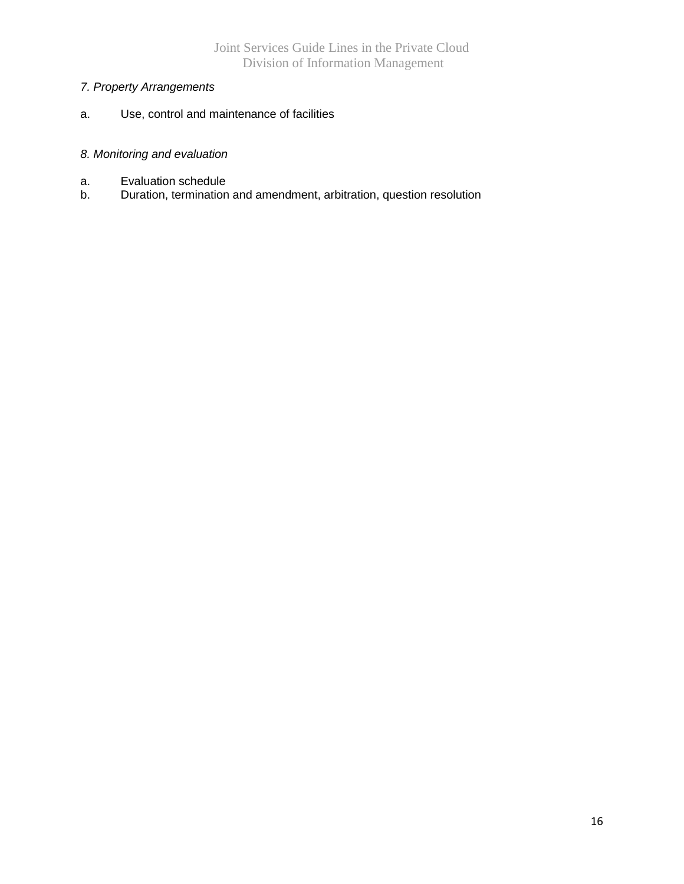*7. Property Arrangements*

a. Use, control and maintenance of facilities

*8. Monitoring and evaluation*

a. Evaluation schedule
b. Duration, termination and amendment, arbitration, question resolution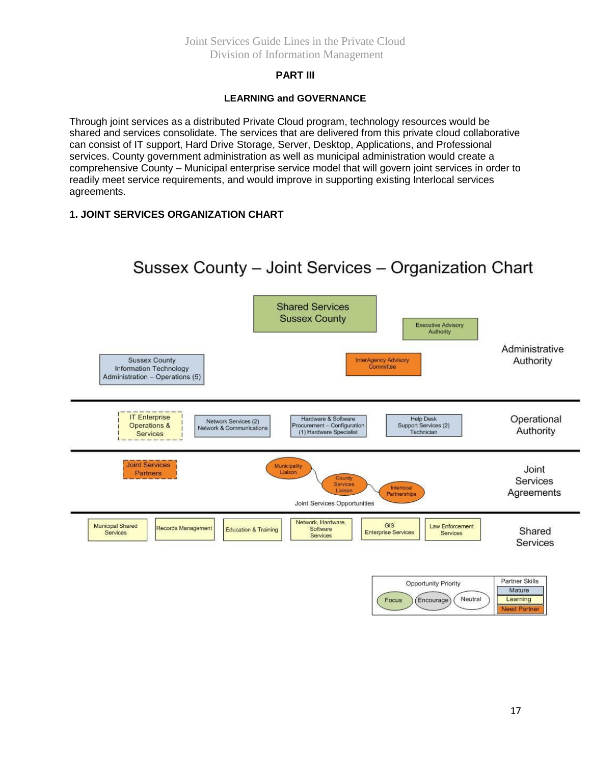# PART III

## LEARNING and GOVERNANCE

Through joint services as a distributed Private Cloud program, technology resources would be shared and services consolidate. The services that are delivered from this private cloud collaborative can consist of IT support, Hard Drive Storage, Server, Desktop, Applications, and Professional services. County government administration as well as municipal administration would create a comprehensive County – Municipal enterprise service model that will govern joint services in order to readily meet service requirements, and would improve in supporting existing Interlocal services agreements.

### 1. JOINT SERVICES ORGANIZATION CHART

Sussex County – Joint Services – Organization Chart

**Administrative Authority**
- Shared Services Sussex County
- Executive Advisory Authority
- Sussex County Information Technology Administration – Operations (5)
- InterAgency Advisory Committee

**Operational Authority**
- IT Enterprise Operations & Services
- Network Services (2) Network & Communications
- Hardware & Software Procurement – Configuration (1) Hardware Specialist
- Help Desk Support Services (2) Technician

**Joint Services Agreements**
- Joint Services Partners
- Joint Services Opportunities: Municipality Liaison, County Services Liaison, Interlocal Partnerships

**Shared Services**
- Municipal Shared Services
- Records Management
- Education & Training
- Network, Hardware, Software Services
- GIS Enterprise Services
- Law Enforcement Services

| Opportunity Priority | Partner Skills |
|---|---|
| Focus | Mature |
| Encourage | Learning |
| Neutral | Need Partner |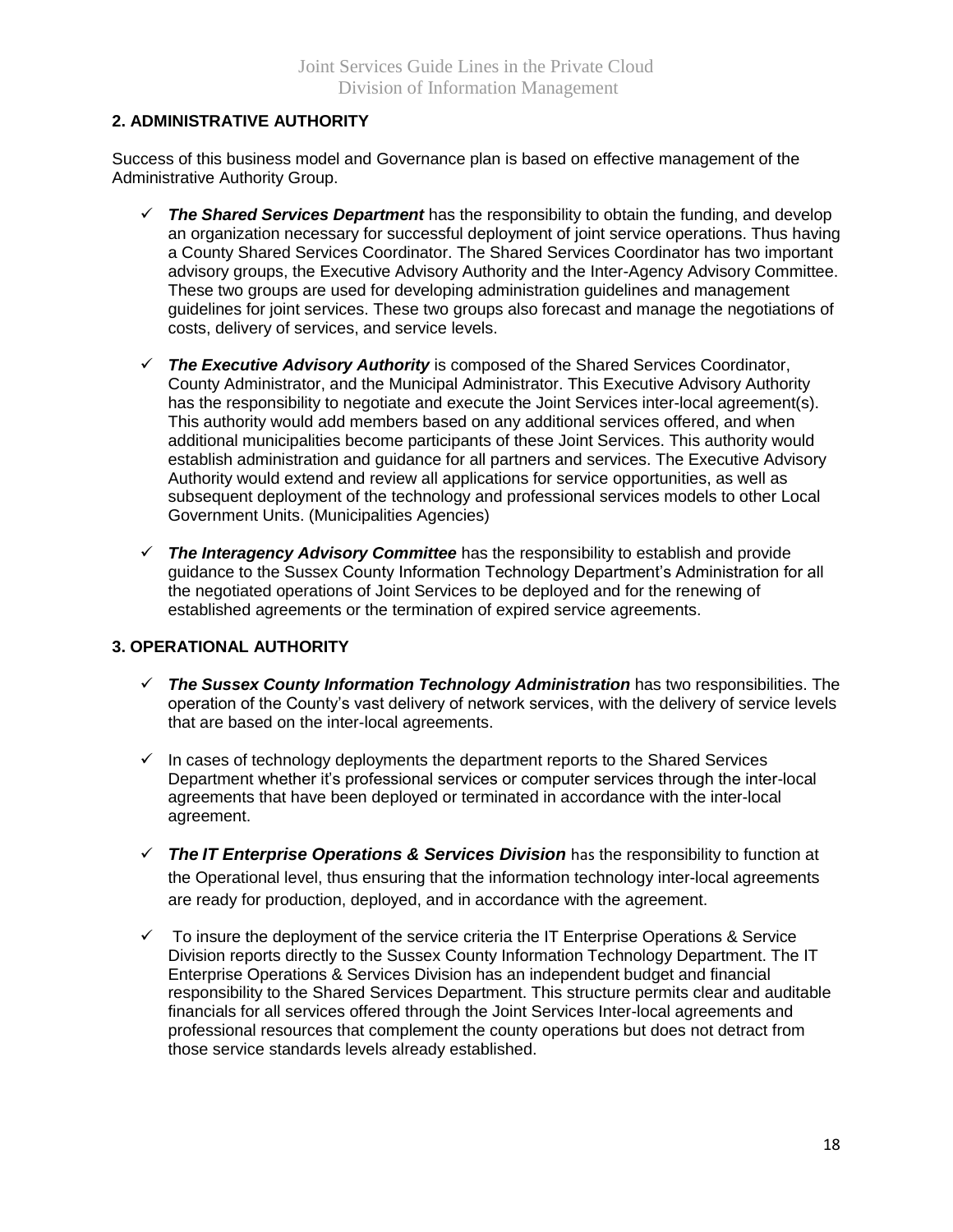## 2. ADMINISTRATIVE AUTHORITY

Success of this business model and Governance plan is based on effective management of the Administrative Authority Group.

- ✓ ***The Shared Services Department*** has the responsibility to obtain the funding, and develop an organization necessary for successful deployment of joint service operations. Thus having a County Shared Services Coordinator. The Shared Services Coordinator has two important advisory groups, the Executive Advisory Authority and the Inter-Agency Advisory Committee. These two groups are used for developing administration guidelines and management guidelines for joint services. These two groups also forecast and manage the negotiations of costs, delivery of services, and service levels.

- ✓ ***The Executive Advisory Authority*** is composed of the Shared Services Coordinator, County Administrator, and the Municipal Administrator. This Executive Advisory Authority has the responsibility to negotiate and execute the Joint Services inter-local agreement(s). This authority would add members based on any additional services offered, and when additional municipalities become participants of these Joint Services. This authority would establish administration and guidance for all partners and services. The Executive Advisory Authority would extend and review all applications for service opportunities, as well as subsequent deployment of the technology and professional services models to other Local Government Units. (Municipalities Agencies)

- ✓ ***The Interagency Advisory Committee*** has the responsibility to establish and provide guidance to the Sussex County Information Technology Department's Administration for all the negotiated operations of Joint Services to be deployed and for the renewing of established agreements or the termination of expired service agreements.

## 3. OPERATIONAL AUTHORITY

- ✓ ***The Sussex County Information Technology Administration*** has two responsibilities. The operation of the County's vast delivery of network services, with the delivery of service levels that are based on the inter-local agreements.

- ✓ In cases of technology deployments the department reports to the Shared Services Department whether it's professional services or computer services through the inter-local agreements that have been deployed or terminated in accordance with the inter-local agreement.

- ✓ ***The IT Enterprise Operations & Services Division*** has the responsibility to function at the Operational level, thus ensuring that the information technology inter-local agreements are ready for production, deployed, and in accordance with the agreement.

- ✓ To insure the deployment of the service criteria the IT Enterprise Operations & Service Division reports directly to the Sussex County Information Technology Department. The IT Enterprise Operations & Services Division has an independent budget and financial responsibility to the Shared Services Department. This structure permits clear and auditable financials for all services offered through the Joint Services Inter-local agreements and professional resources that complement the county operations but does not detract from those service standards levels already established.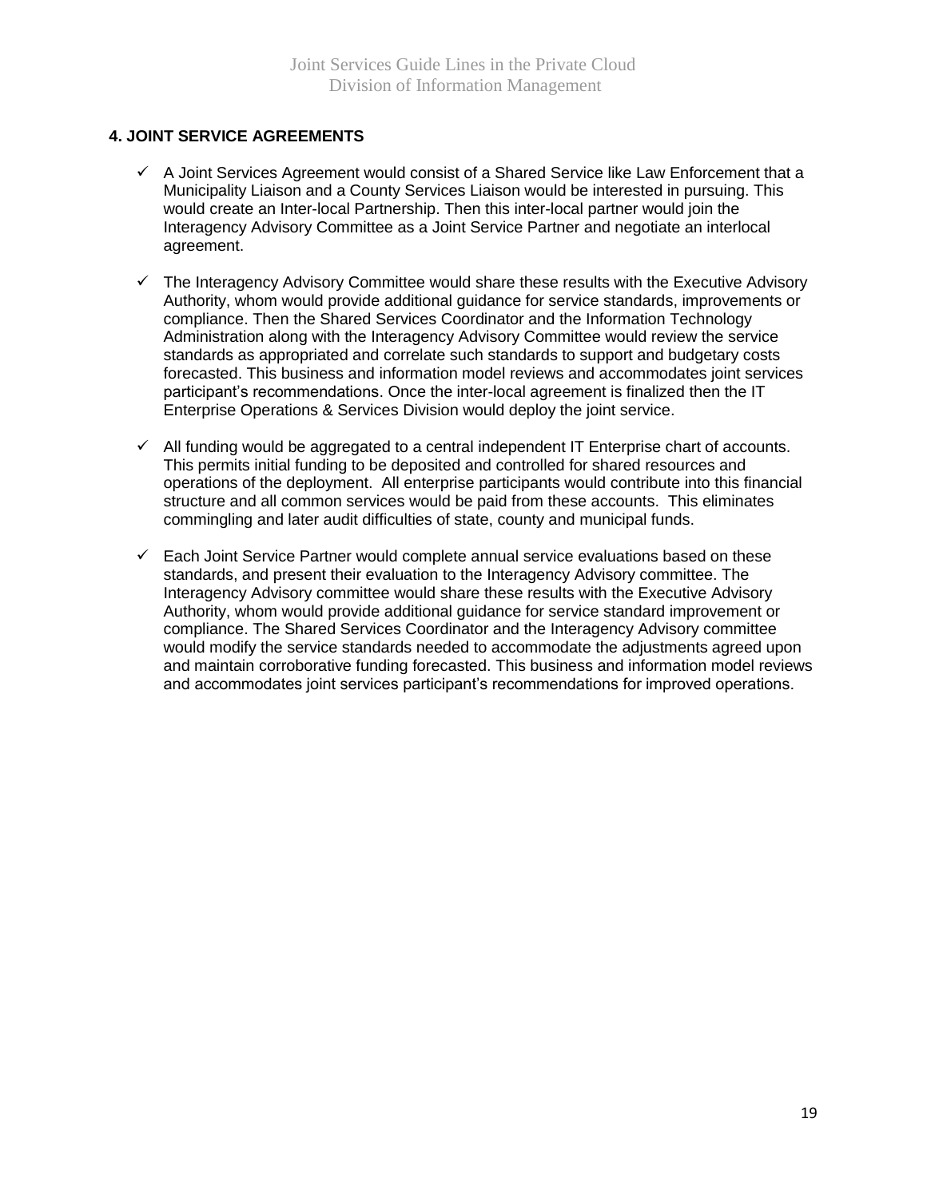## 4. JOINT SERVICE AGREEMENTS

- ✓ A Joint Services Agreement would consist of a Shared Service like Law Enforcement that a Municipality Liaison and a County Services Liaison would be interested in pursuing. This would create an Inter-local Partnership. Then this inter-local partner would join the Interagency Advisory Committee as a Joint Service Partner and negotiate an interlocal agreement.

- ✓ The Interagency Advisory Committee would share these results with the Executive Advisory Authority, whom would provide additional guidance for service standards, improvements or compliance. Then the Shared Services Coordinator and the Information Technology Administration along with the Interagency Advisory Committee would review the service standards as appropriated and correlate such standards to support and budgetary costs forecasted. This business and information model reviews and accommodates joint services participant's recommendations. Once the inter-local agreement is finalized then the IT Enterprise Operations & Services Division would deploy the joint service.

- ✓ All funding would be aggregated to a central independent IT Enterprise chart of accounts. This permits initial funding to be deposited and controlled for shared resources and operations of the deployment. All enterprise participants would contribute into this financial structure and all common services would be paid from these accounts. This eliminates commingling and later audit difficulties of state, county and municipal funds.

- ✓ Each Joint Service Partner would complete annual service evaluations based on these standards, and present their evaluation to the Interagency Advisory committee. The Interagency Advisory committee would share these results with the Executive Advisory Authority, whom would provide additional guidance for service standard improvement or compliance. The Shared Services Coordinator and the Interagency Advisory committee would modify the service standards needed to accommodate the adjustments agreed upon and maintain corroborative funding forecasted. This business and information model reviews and accommodates joint services participant's recommendations for improved operations.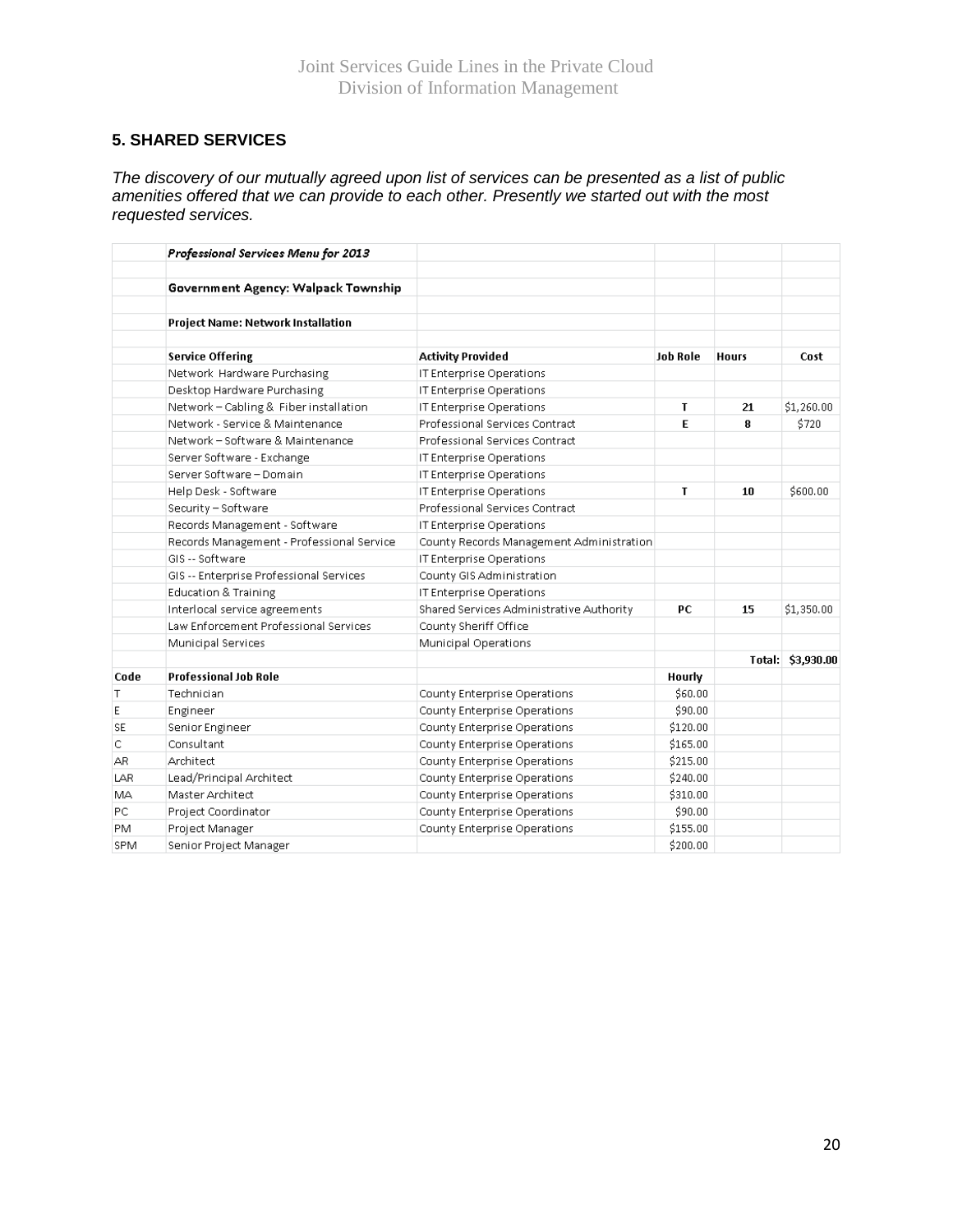## 5. SHARED SERVICES

*The discovery of our mutually agreed upon list of services can be presented as a list of public amenities offered that we can provide to each other. Presently we started out with the most requested services.*

| | ***Professional Services Menu for 2013*** | | | | |
|---|---|---|---|---|---|
| | | | | | |
| | **Government Agency: Walpack Township** | | | | |
| | | | | | |
| | **Project Name: Network Installation** | | | | |
| | | | | | |
| | **Service Offering** | **Activity Provided** | **Job Role** | **Hours** | **Cost** |
| | Network Hardware Purchasing | IT Enterprise Operations | | | |
| | Desktop Hardware Purchasing | IT Enterprise Operations | | | |
| | Network – Cabling & Fiber installation | IT Enterprise Operations | T | 21 | $1,260.00 |
| | Network - Service & Maintenance | Professional Services Contract | E | 8 | $720 |
| | Network – Software & Maintenance | Professional Services Contract | | | |
| | Server Software - Exchange | IT Enterprise Operations | | | |
| | Server Software – Domain | IT Enterprise Operations | | | |
| | Help Desk - Software | IT Enterprise Operations | T | 10 | $600.00 |
| | Security – Software | Professional Services Contract | | | |
| | Records Management - Software | IT Enterprise Operations | | | |
| | Records Management - Professional Service | County Records Management Administration | | | |
| | GIS -- Software | IT Enterprise Operations | | | |
| | GIS -- Enterprise Professional Services | County GIS Administration | | | |
| | Education & Training | IT Enterprise Operations | | | |
| | Interlocal service agreements | Shared Services Administrative Authority | PC | 15 | $1,350.00 |
| | Law Enforcement Professional Services | County Sheriff Office | | | |
| | Municipal Services | Municipal Operations | | | |
| | | | | **Total:** | **$3,930.00** |
| **Code** | **Professional Job Role** | | **Hourly** | | |
| T | Technician | County Enterprise Operations | $60.00 | | |
| E | Engineer | County Enterprise Operations | $90.00 | | |
| SE | Senior Engineer | County Enterprise Operations | $120.00 | | |
| C | Consultant | County Enterprise Operations | $165.00 | | |
| AR | Architect | County Enterprise Operations | $215.00 | | |
| LAR | Lead/Principal Architect | County Enterprise Operations | $240.00 | | |
| MA | Master Architect | County Enterprise Operations | $310.00 | | |
| PC | Project Coordinator | County Enterprise Operations | $90.00 | | |
| PM | Project Manager | County Enterprise Operations | $155.00 | | |
| SPM | Senior Project Manager | | $200.00 | | |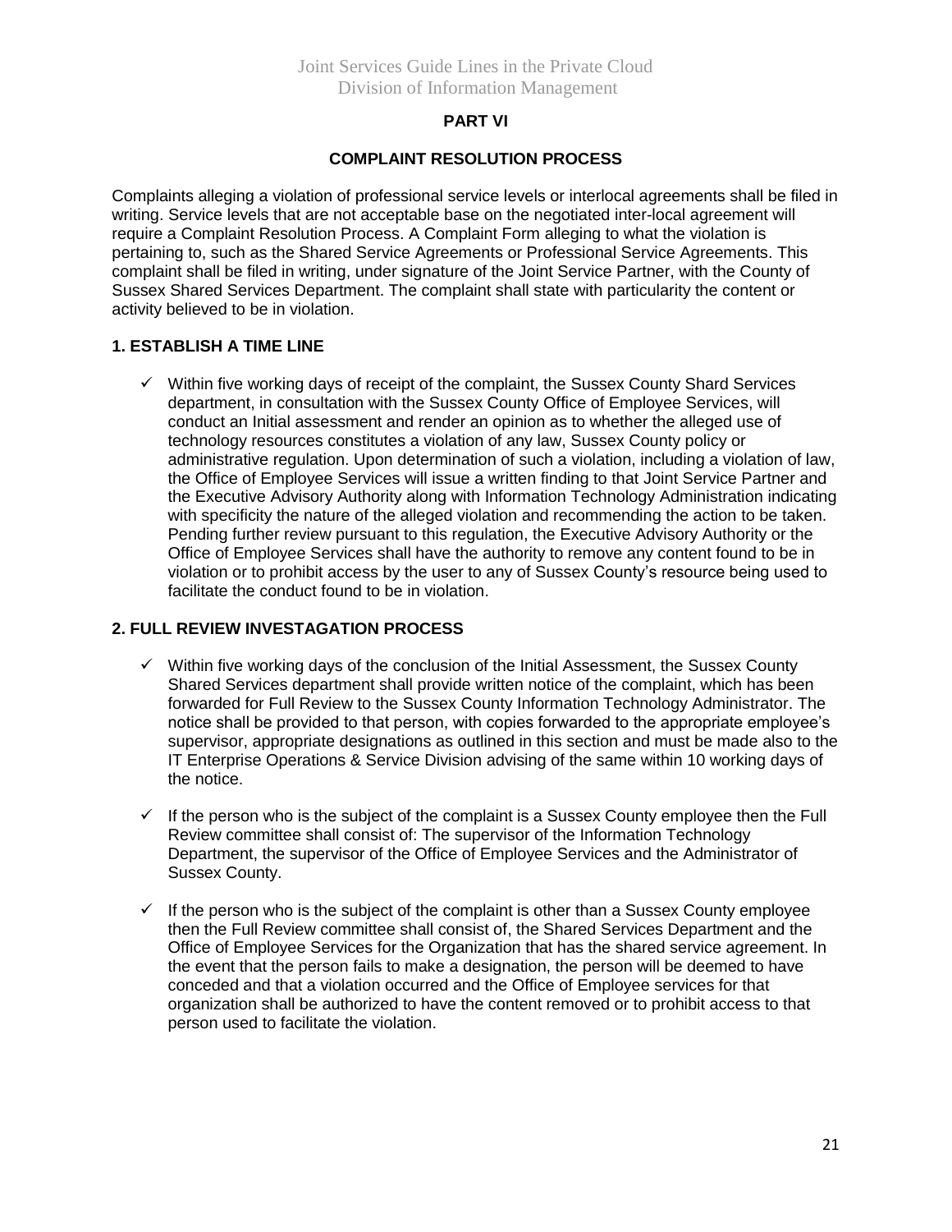## PART VI

## COMPLAINT RESOLUTION PROCESS

Complaints alleging a violation of professional service levels or interlocal agreements shall be filed in writing. Service levels that are not acceptable base on the negotiated inter-local agreement will require a Complaint Resolution Process. A Complaint Form alleging to what the violation is pertaining to, such as the Shared Service Agreements or Professional Service Agreements. This complaint shall be filed in writing, under signature of the Joint Service Partner, with the County of Sussex Shared Services Department. The complaint shall state with particularity the content or activity believed to be in violation.

### 1. ESTABLISH A TIME LINE

- ✓ Within five working days of receipt of the complaint, the Sussex County Shard Services department, in consultation with the Sussex County Office of Employee Services, will conduct an Initial assessment and render an opinion as to whether the alleged use of technology resources constitutes a violation of any law, Sussex County policy or administrative regulation. Upon determination of such a violation, including a violation of law, the Office of Employee Services will issue a written finding to that Joint Service Partner and the Executive Advisory Authority along with Information Technology Administration indicating with specificity the nature of the alleged violation and recommending the action to be taken. Pending further review pursuant to this regulation, the Executive Advisory Authority or the Office of Employee Services shall have the authority to remove any content found to be in violation or to prohibit access by the user to any of Sussex County's resource being used to facilitate the conduct found to be in violation.

### 2. FULL REVIEW INVESTAGATION PROCESS

- ✓ Within five working days of the conclusion of the Initial Assessment, the Sussex County Shared Services department shall provide written notice of the complaint, which has been forwarded for Full Review to the Sussex County Information Technology Administrator. The notice shall be provided to that person, with copies forwarded to the appropriate employee's supervisor, appropriate designations as outlined in this section and must be made also to the IT Enterprise Operations & Service Division advising of the same within 10 working days of the notice.

- ✓ If the person who is the subject of the complaint is a Sussex County employee then the Full Review committee shall consist of: The supervisor of the Information Technology Department, the supervisor of the Office of Employee Services and the Administrator of Sussex County.

- ✓ If the person who is the subject of the complaint is other than a Sussex County employee then the Full Review committee shall consist of, the Shared Services Department and the Office of Employee Services for the Organization that has the shared service agreement. In the event that the person fails to make a designation, the person will be deemed to have conceded and that a violation occurred and the Office of Employee services for that organization shall be authorized to have the content removed or to prohibit access to that person used to facilitate the violation.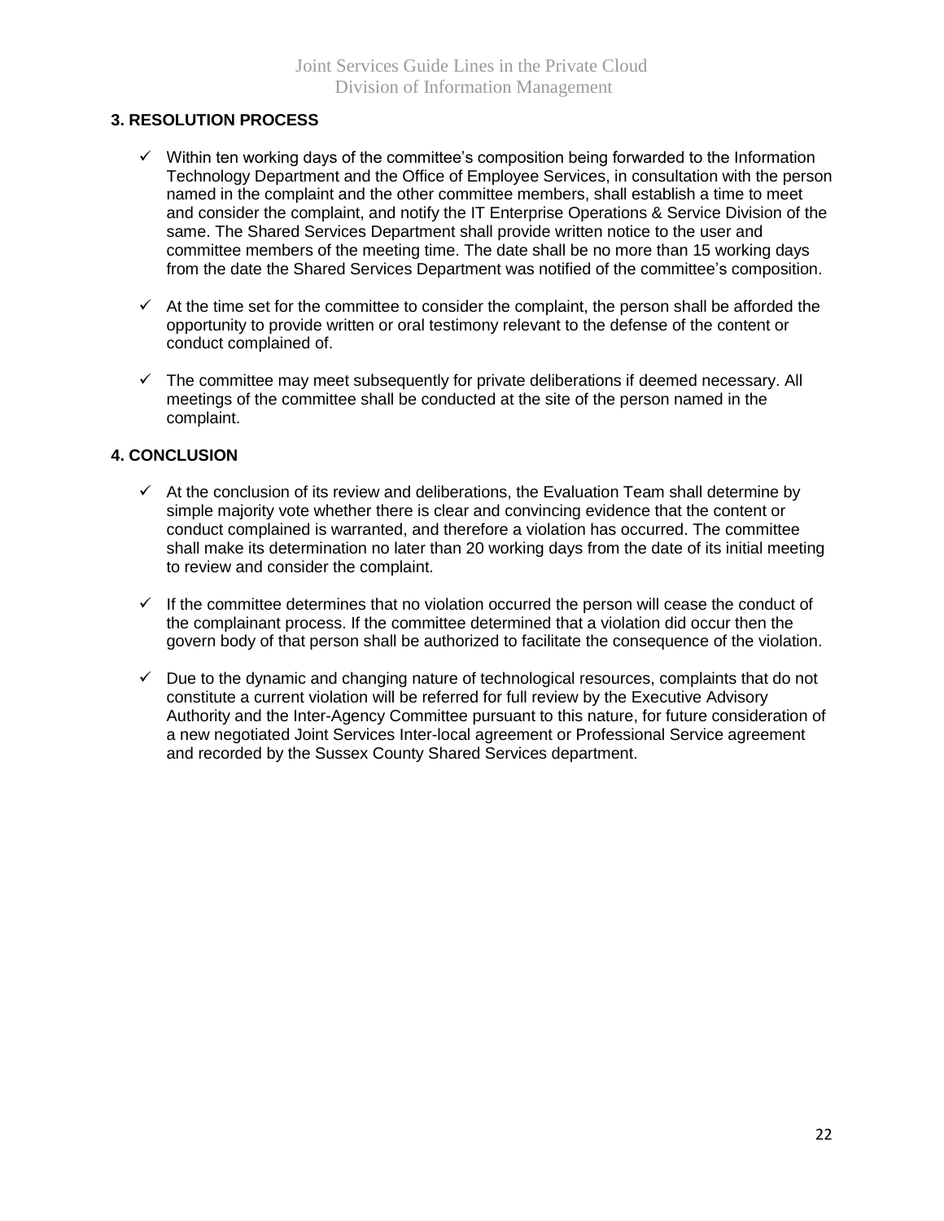## 3. RESOLUTION PROCESS

- ✓ Within ten working days of the committee's composition being forwarded to the Information Technology Department and the Office of Employee Services, in consultation with the person named in the complaint and the other committee members, shall establish a time to meet and consider the complaint, and notify the IT Enterprise Operations & Service Division of the same. The Shared Services Department shall provide written notice to the user and committee members of the meeting time. The date shall be no more than 15 working days from the date the Shared Services Department was notified of the committee's composition.

- ✓ At the time set for the committee to consider the complaint, the person shall be afforded the opportunity to provide written or oral testimony relevant to the defense of the content or conduct complained of.

- ✓ The committee may meet subsequently for private deliberations if deemed necessary. All meetings of the committee shall be conducted at the site of the person named in the complaint.

## 4. CONCLUSION

- ✓ At the conclusion of its review and deliberations, the Evaluation Team shall determine by simple majority vote whether there is clear and convincing evidence that the content or conduct complained is warranted, and therefore a violation has occurred. The committee shall make its determination no later than 20 working days from the date of its initial meeting to review and consider the complaint.

- ✓ If the committee determines that no violation occurred the person will cease the conduct of the complainant process. If the committee determined that a violation did occur then the govern body of that person shall be authorized to facilitate the consequence of the violation.

- ✓ Due to the dynamic and changing nature of technological resources, complaints that do not constitute a current violation will be referred for full review by the Executive Advisory Authority and the Inter-Agency Committee pursuant to this nature, for future consideration of a new negotiated Joint Services Inter-local agreement or Professional Service agreement and recorded by the Sussex County Shared Services department.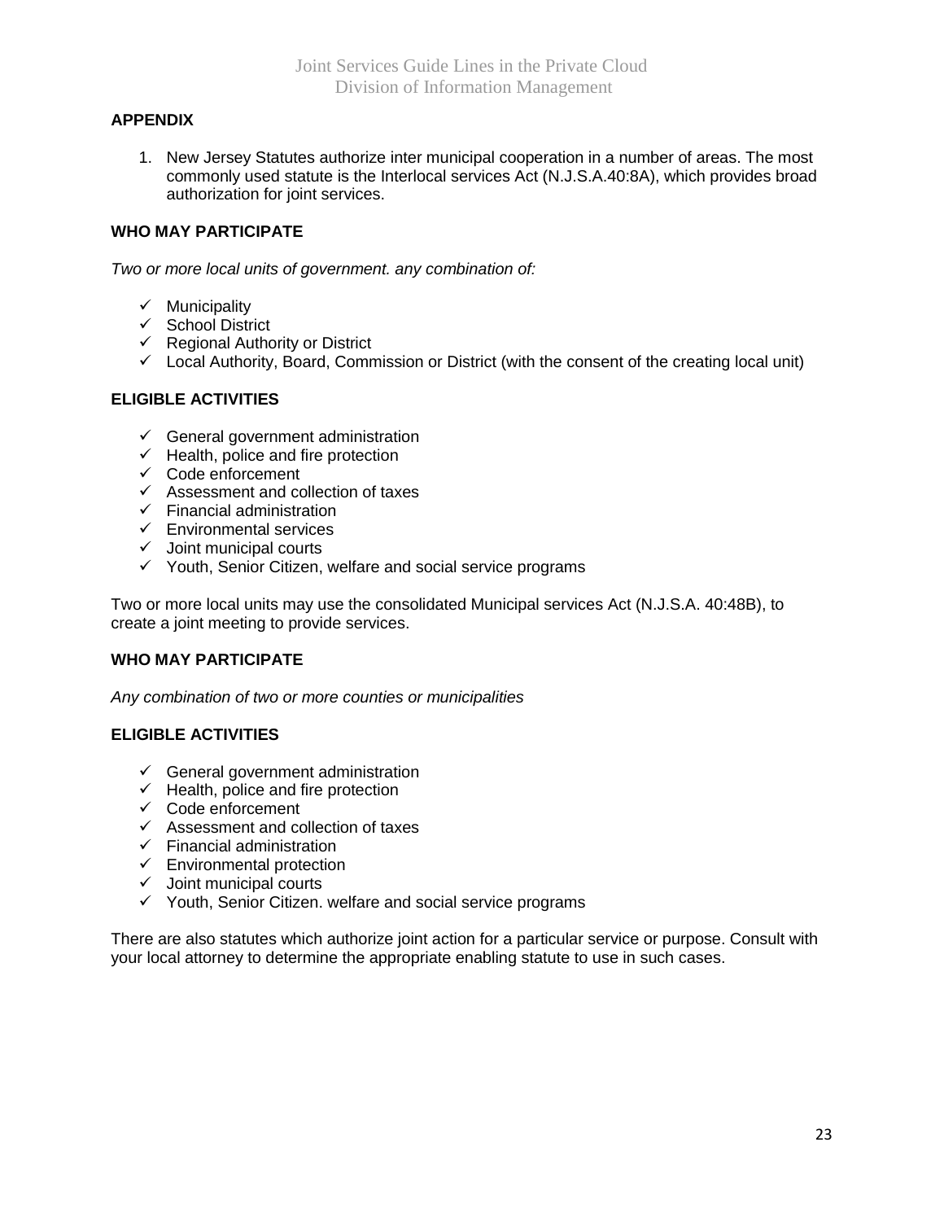## APPENDIX

1. New Jersey Statutes authorize inter municipal cooperation in a number of areas. The most commonly used statute is the Interlocal services Act (N.J.S.A.40:8A), which provides broad authorization for joint services.

### WHO MAY PARTICIPATE

*Two or more local units of government. any combination of:*

- ✓ Municipality
- ✓ School District
- ✓ Regional Authority or District
- ✓ Local Authority, Board, Commission or District (with the consent of the creating local unit)

### ELIGIBLE ACTIVITIES

- ✓ General government administration
- ✓ Health, police and fire protection
- ✓ Code enforcement
- ✓ Assessment and collection of taxes
- ✓ Financial administration
- ✓ Environmental services
- ✓ Joint municipal courts
- ✓ Youth, Senior Citizen, welfare and social service programs

Two or more local units may use the consolidated Municipal services Act (N.J.S.A. 40:48B), to create a joint meeting to provide services.

### WHO MAY PARTICIPATE

*Any combination of two or more counties or municipalities*

### ELIGIBLE ACTIVITIES

- ✓ General government administration
- ✓ Health, police and fire protection
- ✓ Code enforcement
- ✓ Assessment and collection of taxes
- ✓ Financial administration
- ✓ Environmental protection
- ✓ Joint municipal courts
- ✓ Youth, Senior Citizen. welfare and social service programs

There are also statutes which authorize joint action for a particular service or purpose. Consult with your local attorney to determine the appropriate enabling statute to use in such cases.